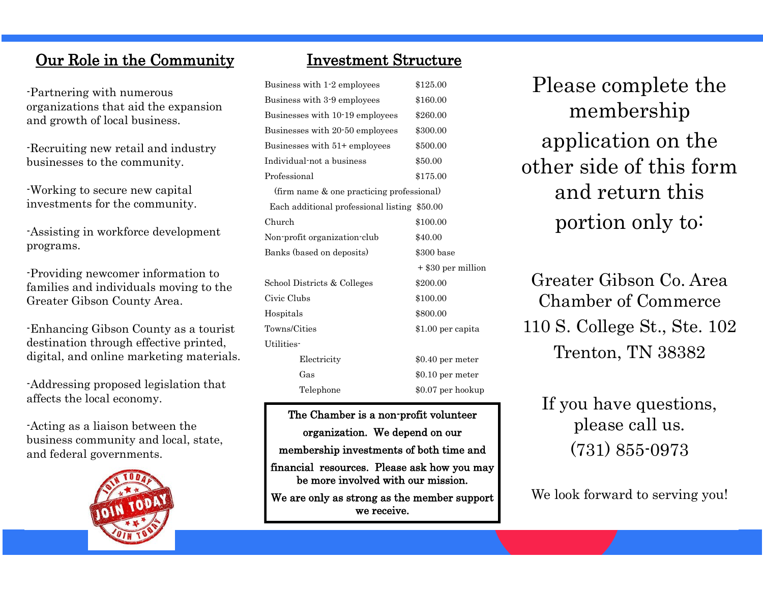## Our Role in the Community

-Partnering with numerous organizations that aid the expansion and growth of local business.

-Recruiting new retail and industry businesses to the community.

-Working to secure new capital investments for the community.

-Assisting in workforce development programs.

-Providing newcomer information to families and individuals moving to the Greater Gibson County Area.

-Enhancing Gibson County as a tourist destination through effective printed, digital, and online marketing materials.

-Addressing proposed legislation that affects the local economy.

-Acting as a liaison between the business community and local, state, and federal governments.

## Investment Structure

| | |
|---|---|
| Business with 1-2 employees | $125.00 |
| Business with 3-9 employees | $160.00 |
| Businesses with 10-19 employees | $260.00 |
| Businesses with 20-50 employees | $300.00 |
| Businesses with 51+ employees | $500.00 |
| Individual-not a business | $50.00 |
| Professional | $175.00 |
| (firm name & one practicing professional) | |
| Each additional professional listing | $50.00 |
| Church | $100.00 |
| Non-profit organization-club | $40.00 |
| Banks (based on deposits) | $300 base |
| | + $30 per million |
| School Districts & Colleges | $200.00 |
| Civic Clubs | $100.00 |
| Hospitals | $800.00 |
| Towns/Cities | $1.00 per capita |
| Utilities- | |
| Electricity | $0.40 per meter |
| Gas | $0.10 per meter |
| Telephone | $0.07 per hookup |

**The Chamber is a non-profit volunteer organization. We depend on our membership investments of both time and financial resources. Please ask how you may be more involved with our mission.**

**We are only as strong as the member support we receive.**

Please complete the membership application on the other side of this form and return this portion only to:

Greater Gibson Co. Area Chamber of Commerce
110 S. College St., Ste. 102
Trenton, TN 38382

If you have questions, please call us.
(731) 855-0973

We look forward to serving you!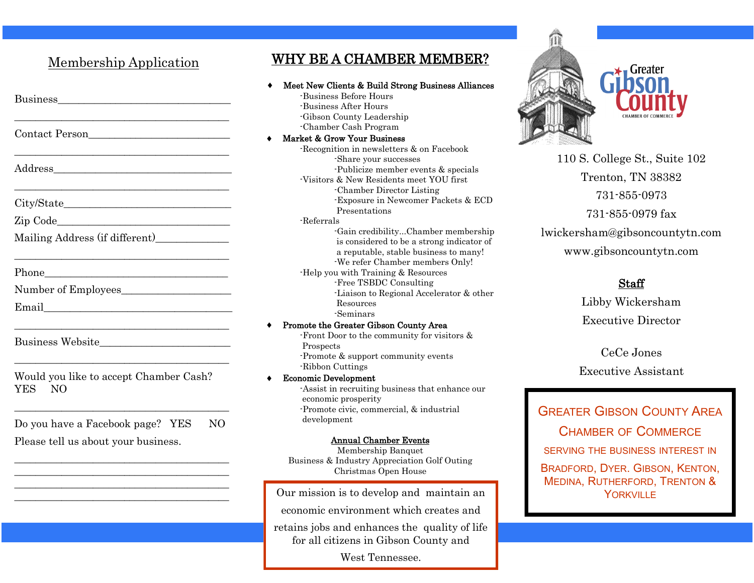## Membership Application

Business\_\_\_\_\_\_\_\_\_\_\_\_\_\_\_\_\_\_\_\_\_\_\_\_\_\_\_\_\_\_\_\_\_\_

\_\_\_\_\_\_\_\_\_\_\_\_\_\_\_\_\_\_\_\_\_\_\_\_\_\_\_\_\_\_\_\_\_\_\_\_\_\_\_\_\_\_

Contact Person\_\_\_\_\_\_\_\_\_\_\_\_\_\_\_\_\_\_\_\_\_\_\_\_\_\_\_\_

\_\_\_\_\_\_\_\_\_\_\_\_\_\_\_\_\_\_\_\_\_\_\_\_\_\_\_\_\_\_\_\_\_\_\_\_\_\_\_\_\_\_

Address\_\_\_\_\_\_\_\_\_\_\_\_\_\_\_\_\_\_\_\_\_\_\_\_\_\_\_\_\_\_\_\_\_\_\_

\_\_\_\_\_\_\_\_\_\_\_\_\_\_\_\_\_\_\_\_\_\_\_\_\_\_\_\_\_\_\_\_\_\_\_\_\_\_\_\_\_\_

City/State\_\_\_\_\_\_\_\_\_\_\_\_\_\_\_\_\_\_\_\_\_\_\_\_\_\_\_\_\_\_\_\_\_

Zip Code\_\_\_\_\_\_\_\_\_\_\_\_\_\_\_\_\_\_\_\_\_\_\_\_\_\_\_\_\_\_\_\_\_\_

Mailing Address (if different)\_\_\_\_\_\_\_\_\_\_\_\_\_\_

\_\_\_\_\_\_\_\_\_\_\_\_\_\_\_\_\_\_\_\_\_\_\_\_\_\_\_\_\_\_\_\_\_\_\_\_\_\_\_\_\_\_

Phone\_\_\_\_\_\_\_\_\_\_\_\_\_\_\_\_\_\_\_\_\_\_\_\_\_\_\_\_\_\_\_\_\_\_\_\_

Number of Employees\_\_\_\_\_\_\_\_\_\_\_\_\_\_\_\_\_\_\_\_\_

Email\_\_\_\_\_\_\_\_\_\_\_\_\_\_\_\_\_\_\_\_\_\_\_\_\_\_\_\_\_\_\_\_\_\_\_\_\_

\_\_\_\_\_\_\_\_\_\_\_\_\_\_\_\_\_\_\_\_\_\_\_\_\_\_\_\_\_\_\_\_\_\_\_\_\_\_\_\_\_\_

Business Website\_\_\_\_\_\_\_\_\_\_\_\_\_\_\_\_\_\_\_\_\_\_\_\_\_\_

\_\_\_\_\_\_\_\_\_\_\_\_\_\_\_\_\_\_\_\_\_\_\_\_\_\_\_\_\_\_\_\_\_\_\_\_\_\_\_\_\_\_

Would you like to accept Chamber Cash?
YES NO

\_\_\_\_\_\_\_\_\_\_\_\_\_\_\_\_\_\_\_\_\_\_\_\_\_\_\_\_\_\_\_\_\_\_\_\_\_\_\_\_\_\_

Do you have a Facebook page? YES NO

Please tell us about your business.

\_\_\_\_\_\_\_\_\_\_\_\_\_\_\_\_\_\_\_\_\_\_\_\_\_\_\_\_\_\_\_\_\_\_\_\_\_\_\_\_\_\_

\_\_\_\_\_\_\_\_\_\_\_\_\_\_\_\_\_\_\_\_\_\_\_\_\_\_\_\_\_\_\_\_\_\_\_\_\_\_\_\_\_\_

\_\_\_\_\_\_\_\_\_\_\_\_\_\_\_\_\_\_\_\_\_\_\_\_\_\_\_\_\_\_\_\_\_\_\_\_\_\_\_\_\_\_

\_\_\_\_\_\_\_\_\_\_\_\_\_\_\_\_\_\_\_\_\_\_\_\_\_\_\_\_\_\_\_\_\_\_\_\_\_\_\_\_\_\_

## WHY BE A CHAMBER MEMBER?

- **Meet New Clients & Build Strong Business Alliances**
  - -Business Before Hours
  - -Business After Hours
  - -Gibson County Leadership
  - -Chamber Cash Program
- **Market & Grow Your Business**
  - -Recognition in newsletters & on Facebook
    - -Share your successes
    - -Publicize member events & specials
  - -Visitors & New Residents meet YOU first
    - -Chamber Director Listing
    - -Exposure in Newcomer Packets & ECD Presentations
  - -Referrals
    - -Gain credibility...Chamber membership is considered to be a strong indicator of a reputable, stable business to many!
    - -We refer Chamber members Only!
  - -Help you with Training & Resources
    - -Free TSBDC Consulting
    - -Liaison to Regional Accelerator & other Resources
    - -Seminars
- **Promote the Greater Gibson County Area**
  - -Front Door to the community for visitors & Prospects
  - -Promote & support community events
  - -Ribbon Cuttings
- **Economic Development**
  - -Assist in recruiting business that enhance our economic prosperity
  - -Promote civic, commercial, & industrial development

**Annual Chamber Events**

Membership Banquet
Business & Industry Appreciation Golf Outing
Christmas Open House

Our mission is to develop and maintain an economic environment which creates and retains jobs and enhances the quality of life for all citizens in Gibson County and West Tennessee.

Greater Gibson County Chamber of Commerce

110 S. College St., Suite 102
Trenton, TN 38382
731-855-0973
731-855-0979 fax
lwickersham@gibsoncountytn.com
www.gibsoncountytn.com

**Staff**

Libby Wickersham
Executive Director

CeCe Jones
Executive Assistant

GREATER GIBSON COUNTY AREA CHAMBER OF COMMERCE

SERVING THE BUSINESS INTEREST IN

BRADFORD, DYER. GIBSON, KENTON, MEDINA, RUTHERFORD, TRENTON & YORKVILLE